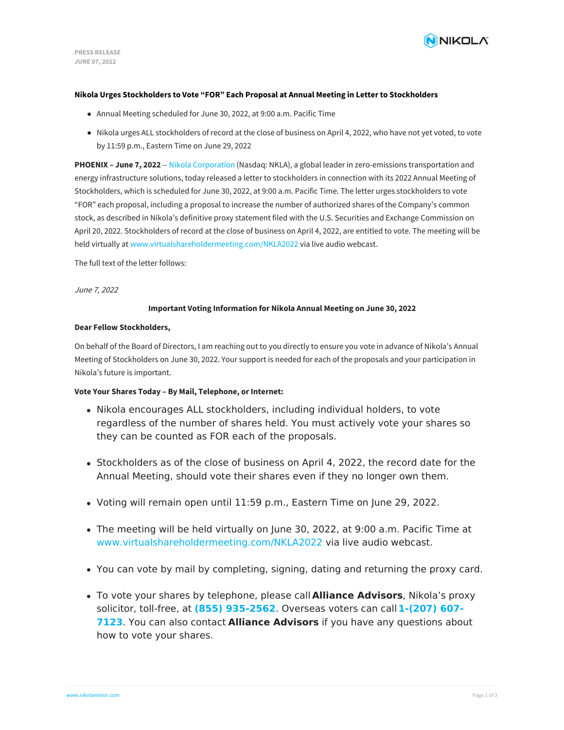PRESS RELEASE
JUNE 07, 2022

**Nikola Urges Stockholders to Vote "FOR" Each Proposal at Annual Meeting in Letter to Stockholders**

- Annual Meeting scheduled for June 30, 2022, at 9:00 a.m. Pacific Time
- Nikola urges ALL stockholders of record at the close of business on April 4, 2022, who have not yet voted, to vote by 11:59 p.m., Eastern Time on June 29, 2022

**PHOENIX – June 7, 2022** -- Nikola Corporation (Nasdaq: NKLA), a global leader in zero-emissions transportation and energy infrastructure solutions, today released a letter to stockholders in connection with its 2022 Annual Meeting of Stockholders, which is scheduled for June 30, 2022, at 9:00 a.m. Pacific Time. The letter urges stockholders to vote "FOR" each proposal, including a proposal to increase the number of authorized shares of the Company's common stock, as described in Nikola's definitive proxy statement filed with the U.S. Securities and Exchange Commission on April 20, 2022. Stockholders of record at the close of business on April 4, 2022, are entitled to vote. The meeting will be held virtually at www.virtualshareholdermeeting.com/NKLA2022 via live audio webcast.

The full text of the letter follows:

*June 7, 2022*

**Important Voting Information for Nikola Annual Meeting on June 30, 2022**

**Dear Fellow Stockholders,**

On behalf of the Board of Directors, I am reaching out to you directly to ensure you vote in advance of Nikola's Annual Meeting of Stockholders on June 30, 2022. Your support is needed for each of the proposals and your participation in Nikola's future is important.

**Vote Your Shares Today – By Mail, Telephone, or Internet:**

- Nikola encourages ALL stockholders, including individual holders, to vote regardless of the number of shares held. You must actively vote your shares so they can be counted as FOR each of the proposals.
- Stockholders as of the close of business on April 4, 2022, the record date for the Annual Meeting, should vote their shares even if they no longer own them.
- Voting will remain open until 11:59 p.m., Eastern Time on June 29, 2022.
- The meeting will be held virtually on June 30, 2022, at 9:00 a.m. Pacific Time at www.virtualshareholdermeeting.com/NKLA2022 via live audio webcast.
- You can vote by mail by completing, signing, dating and returning the proxy card.
- To vote your shares by telephone, please call **Alliance Advisors**, Nikola's proxy solicitor, toll-free, at **(855) 935-2562**. Overseas voters can call **1-(207) 607-7123**. You can also contact **Alliance Advisors** if you have any questions about how to vote your shares.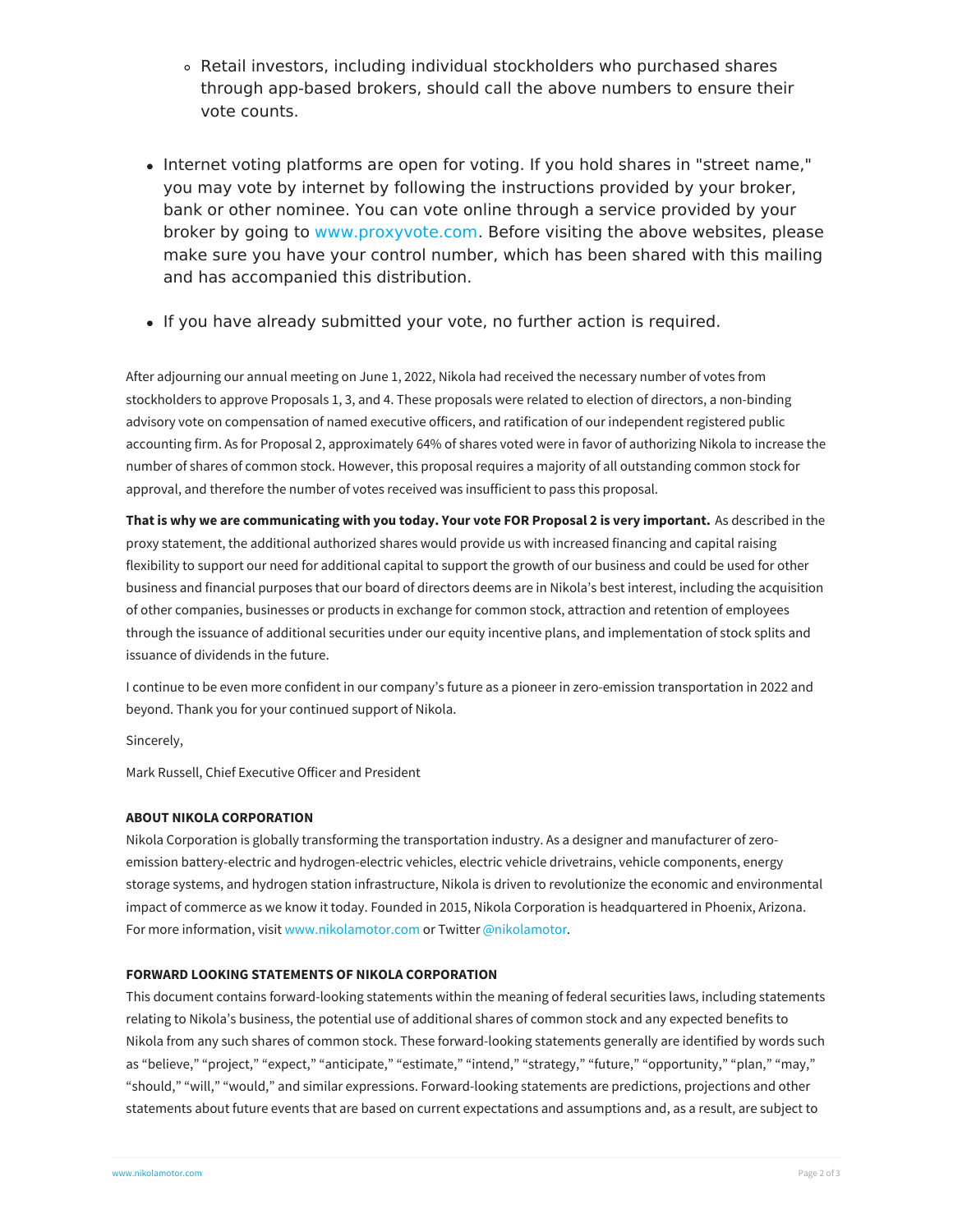- Retail investors, including individual stockholders who purchased shares through app-based brokers, should call the above numbers to ensure their vote counts.

- Internet voting platforms are open for voting. If you hold shares in "street name," you may vote by internet by following the instructions provided by your broker, bank or other nominee. You can vote online through a service provided by your broker by going to www.proxyvote.com. Before visiting the above websites, please make sure you have your control number, which has been shared with this mailing and has accompanied this distribution.

- If you have already submitted your vote, no further action is required.

After adjourning our annual meeting on June 1, 2022, Nikola had received the necessary number of votes from stockholders to approve Proposals 1, 3, and 4. These proposals were related to election of directors, a non-binding advisory vote on compensation of named executive officers, and ratification of our independent registered public accounting firm. As for Proposal 2, approximately 64% of shares voted were in favor of authorizing Nikola to increase the number of shares of common stock. However, this proposal requires a majority of all outstanding common stock for approval, and therefore the number of votes received was insufficient to pass this proposal.

**That is why we are communicating with you today. Your vote FOR Proposal 2 is very important.** As described in the proxy statement, the additional authorized shares would provide us with increased financing and capital raising flexibility to support our need for additional capital to support the growth of our business and could be used for other business and financial purposes that our board of directors deems are in Nikola's best interest, including the acquisition of other companies, businesses or products in exchange for common stock, attraction and retention of employees through the issuance of additional securities under our equity incentive plans, and implementation of stock splits and issuance of dividends in the future.

I continue to be even more confident in our company's future as a pioneer in zero-emission transportation in 2022 and beyond. Thank you for your continued support of Nikola.

Sincerely,

Mark Russell, Chief Executive Officer and President

**ABOUT NIKOLA CORPORATION**

Nikola Corporation is globally transforming the transportation industry. As a designer and manufacturer of zero-emission battery-electric and hydrogen-electric vehicles, electric vehicle drivetrains, vehicle components, energy storage systems, and hydrogen station infrastructure, Nikola is driven to revolutionize the economic and environmental impact of commerce as we know it today. Founded in 2015, Nikola Corporation is headquartered in Phoenix, Arizona. For more information, visit www.nikolamotor.com or Twitter @nikolamotor.

**FORWARD LOOKING STATEMENTS OF NIKOLA CORPORATION**

This document contains forward-looking statements within the meaning of federal securities laws, including statements relating to Nikola's business, the potential use of additional shares of common stock and any expected benefits to Nikola from any such shares of common stock. These forward-looking statements generally are identified by words such as "believe," "project," "expect," "anticipate," "estimate," "intend," "strategy," "future," "opportunity," "plan," "may," "should," "will," "would," and similar expressions. Forward-looking statements are predictions, projections and other statements about future events that are based on current expectations and assumptions and, as a result, are subject to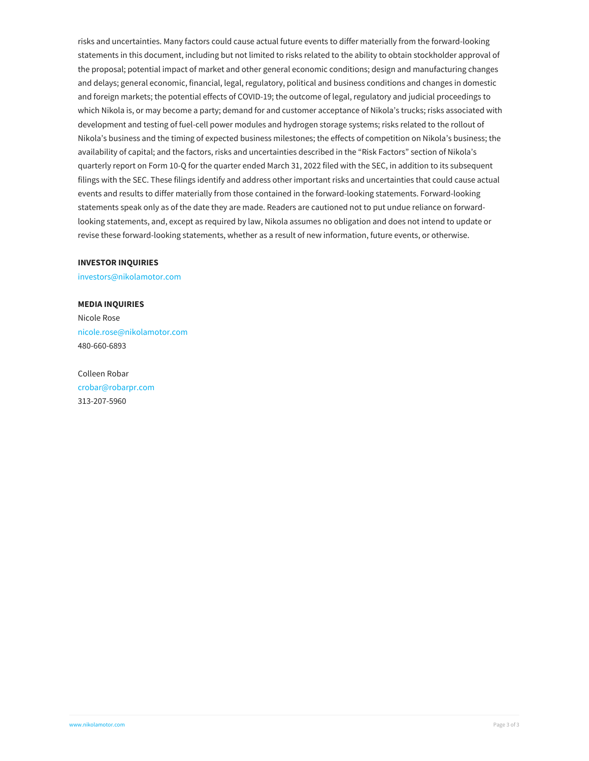risks and uncertainties. Many factors could cause actual future events to differ materially from the forward-looking statements in this document, including but not limited to risks related to the ability to obtain stockholder approval of the proposal; potential impact of market and other general economic conditions; design and manufacturing changes and delays; general economic, financial, legal, regulatory, political and business conditions and changes in domestic and foreign markets; the potential effects of COVID-19; the outcome of legal, regulatory and judicial proceedings to which Nikola is, or may become a party; demand for and customer acceptance of Nikola's trucks; risks associated with development and testing of fuel-cell power modules and hydrogen storage systems; risks related to the rollout of Nikola's business and the timing of expected business milestones; the effects of competition on Nikola's business; the availability of capital; and the factors, risks and uncertainties described in the "Risk Factors" section of Nikola's quarterly report on Form 10-Q for the quarter ended March 31, 2022 filed with the SEC, in addition to its subsequent filings with the SEC. These filings identify and address other important risks and uncertainties that could cause actual events and results to differ materially from those contained in the forward-looking statements. Forward-looking statements speak only as of the date they are made. Readers are cautioned not to put undue reliance on forward-looking statements, and, except as required by law, Nikola assumes no obligation and does not intend to update or revise these forward-looking statements, whether as a result of new information, future events, or otherwise.

**INVESTOR INQUIRIES**

investors@nikolamotor.com

**MEDIA INQUIRIES**

Nicole Rose
nicole.rose@nikolamotor.com
480-660-6893

Colleen Robar
crobar@robarpr.com
313-207-5960